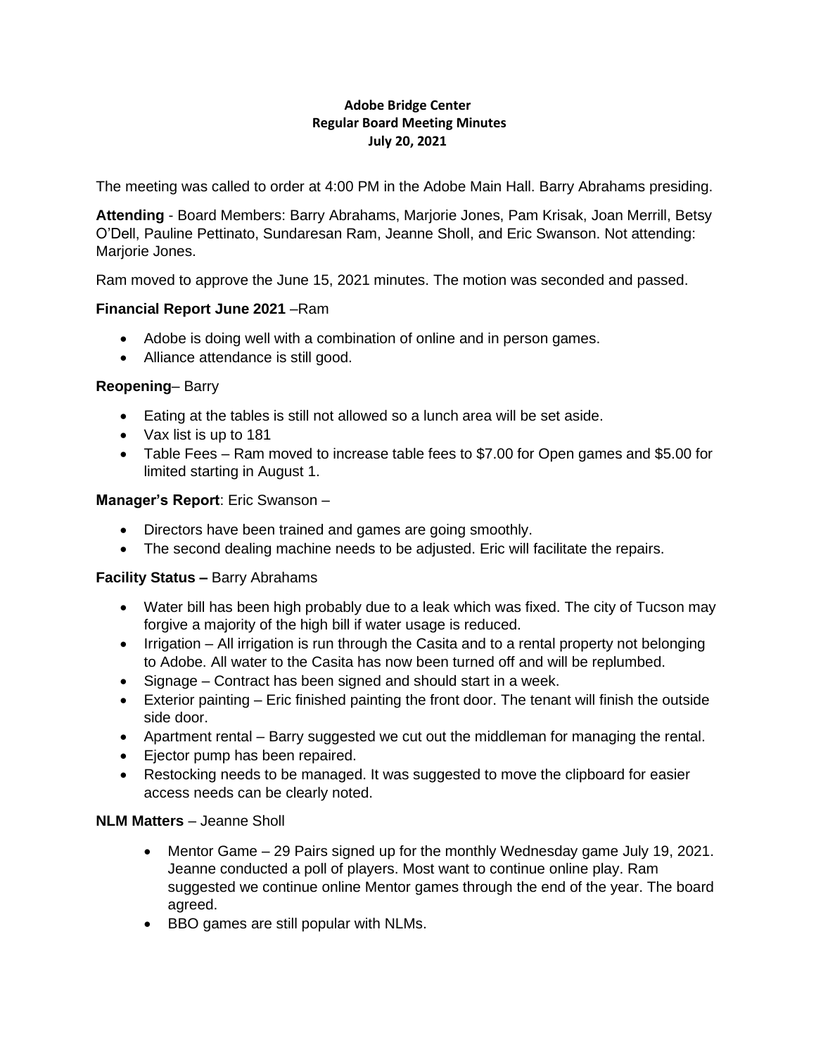**Adobe Bridge Center**
**Regular Board Meeting Minutes**
**July 20, 2021**

The meeting was called to order at 4:00 PM in the Adobe Main Hall. Barry Abrahams presiding.

**Attending** - Board Members: Barry Abrahams, Marjorie Jones, Pam Krisak, Joan Merrill, Betsy O'Dell, Pauline Pettinato, Sundaresan Ram, Jeanne Sholl, and Eric Swanson. Not attending: Marjorie Jones.

Ram moved to approve the June 15, 2021 minutes. The motion was seconded and passed.

**Financial Report June 2021** –Ram

- Adobe is doing well with a combination of online and in person games.
- Alliance attendance is still good.

**Reopening**– Barry

- Eating at the tables is still not allowed so a lunch area will be set aside.
- Vax list is up to 181
- Table Fees – Ram moved to increase table fees to $7.00 for Open games and $5.00 for limited starting in August 1.

**Manager's Report**: Eric Swanson –

- Directors have been trained and games are going smoothly.
- The second dealing machine needs to be adjusted. Eric will facilitate the repairs.

**Facility Status –** Barry Abrahams

- Water bill has been high probably due to a leak which was fixed. The city of Tucson may forgive a majority of the high bill if water usage is reduced.
- Irrigation – All irrigation is run through the Casita and to a rental property not belonging to Adobe. All water to the Casita has now been turned off and will be replumbed.
- Signage – Contract has been signed and should start in a week.
- Exterior painting – Eric finished painting the front door. The tenant will finish the outside side door.
- Apartment rental – Barry suggested we cut out the middleman for managing the rental.
- Ejector pump has been repaired.
- Restocking needs to be managed. It was suggested to move the clipboard for easier access needs can be clearly noted.

**NLM Matters** – Jeanne Sholl

- Mentor Game – 29 Pairs signed up for the monthly Wednesday game July 19, 2021. Jeanne conducted a poll of players. Most want to continue online play. Ram suggested we continue online Mentor games through the end of the year. The board agreed.
- BBO games are still popular with NLMs.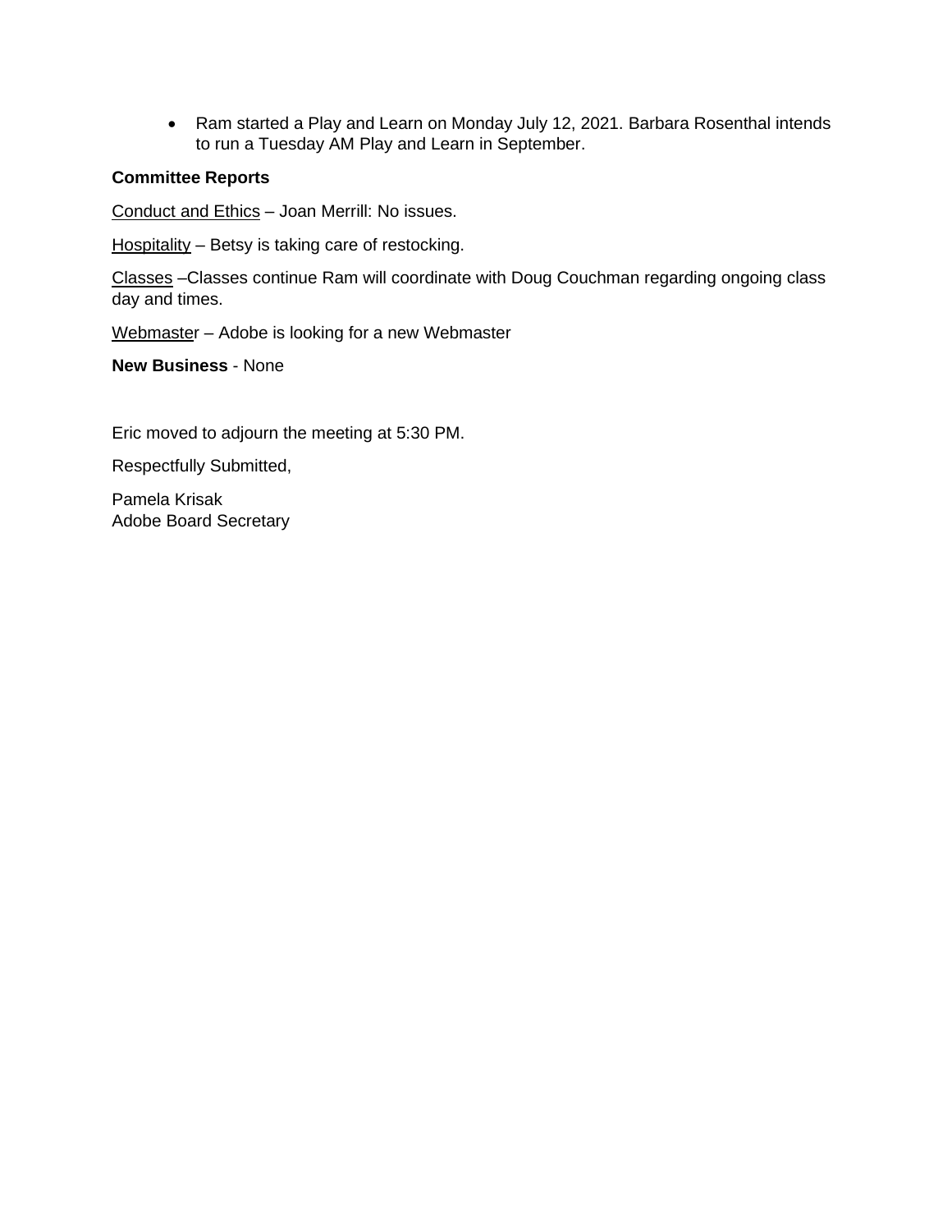- Ram started a Play and Learn on Monday July 12, 2021. Barbara Rosenthal intends to run a Tuesday AM Play and Learn in September.

**Committee Reports**

Conduct and Ethics – Joan Merrill: No issues.

Hospitality – Betsy is taking care of restocking.

Classes –Classes continue Ram will coordinate with Doug Couchman regarding ongoing class day and times.

Webmaster – Adobe is looking for a new Webmaster

**New Business** - None

Eric moved to adjourn the meeting at 5:30 PM.

Respectfully Submitted,

Pamela Krisak
Adobe Board Secretary